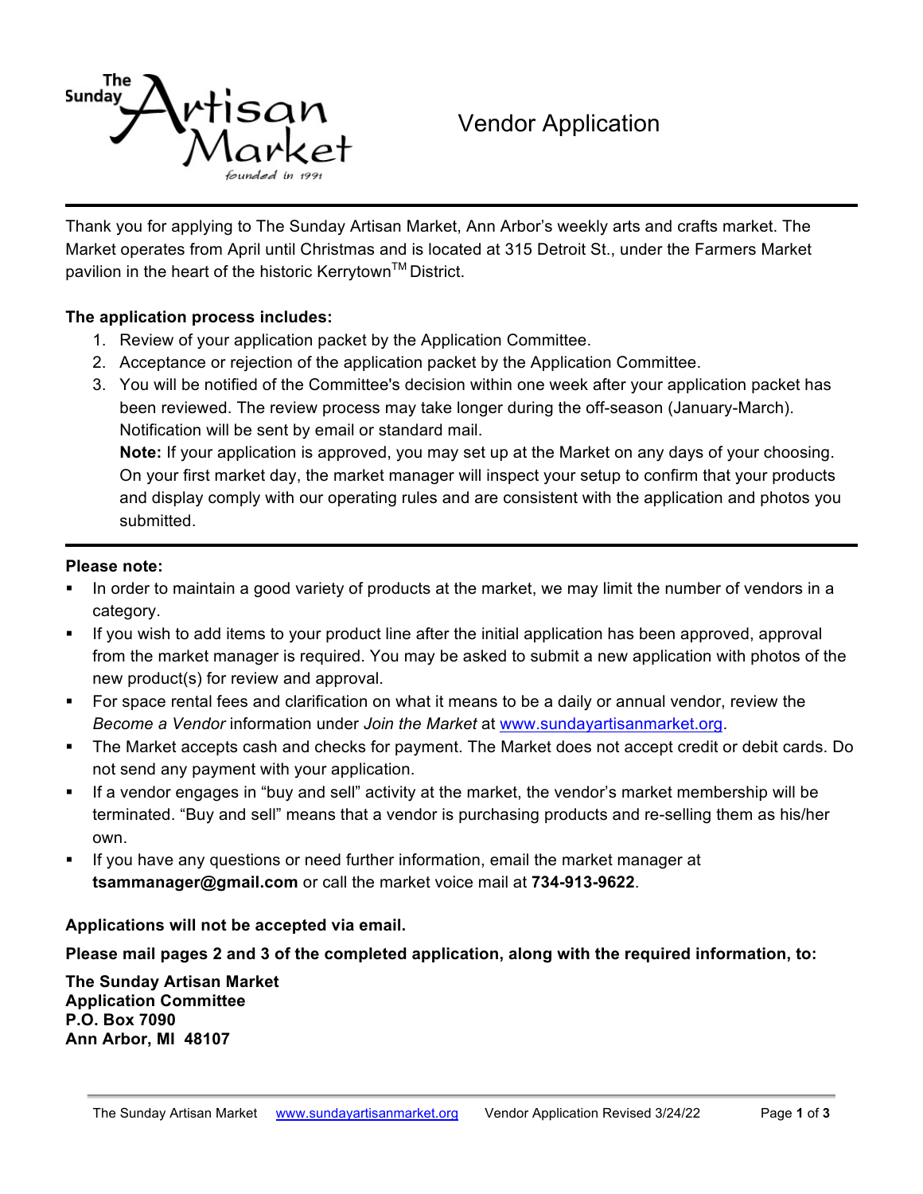The Sunday Artisan Market
founded in 1991

# Vendor Application

Thank you for applying to The Sunday Artisan Market, Ann Arbor's weekly arts and crafts market. The Market operates from April until Christmas and is located at 315 Detroit St., under the Farmers Market pavilion in the heart of the historic Kerrytown[TM] District.

**The application process includes:**

1. Review of your application packet by the Application Committee.
2. Acceptance or rejection of the application packet by the Application Committee.
3. You will be notified of the Committee's decision within one week after your application packet has been reviewed. The review process may take longer during the off-season (January-March). Notification will be sent by email or standard mail.
   **Note:** If your application is approved, you may set up at the Market on any days of your choosing. On your first market day, the market manager will inspect your setup to confirm that your products and display comply with our operating rules and are consistent with the application and photos you submitted.

---

**Please note:**

- In order to maintain a good variety of products at the market, we may limit the number of vendors in a category.
- If you wish to add items to your product line after the initial application has been approved, approval from the market manager is required. You may be asked to submit a new application with photos of the new product(s) for review and approval.
- For space rental fees and clarification on what it means to be a daily or annual vendor, review the *Become a Vendor* information under *Join the Market* at www.sundayartisanmarket.org.
- The Market accepts cash and checks for payment. The Market does not accept credit or debit cards. Do not send any payment with your application.
- If a vendor engages in "buy and sell" activity at the market, the vendor's market membership will be terminated. "Buy and sell" means that a vendor is purchasing products and re-selling them as his/her own.
- If you have any questions or need further information, email the market manager at **tsammanager@gmail.com** or call the market voice mail at **734-913-9622**.

**Applications will not be accepted via email.**

**Please mail pages 2 and 3 of the completed application, along with the required information, to:**

**The Sunday Artisan Market**
**Application Committee**
**P.O. Box 7090**
**Ann Arbor, MI 48107**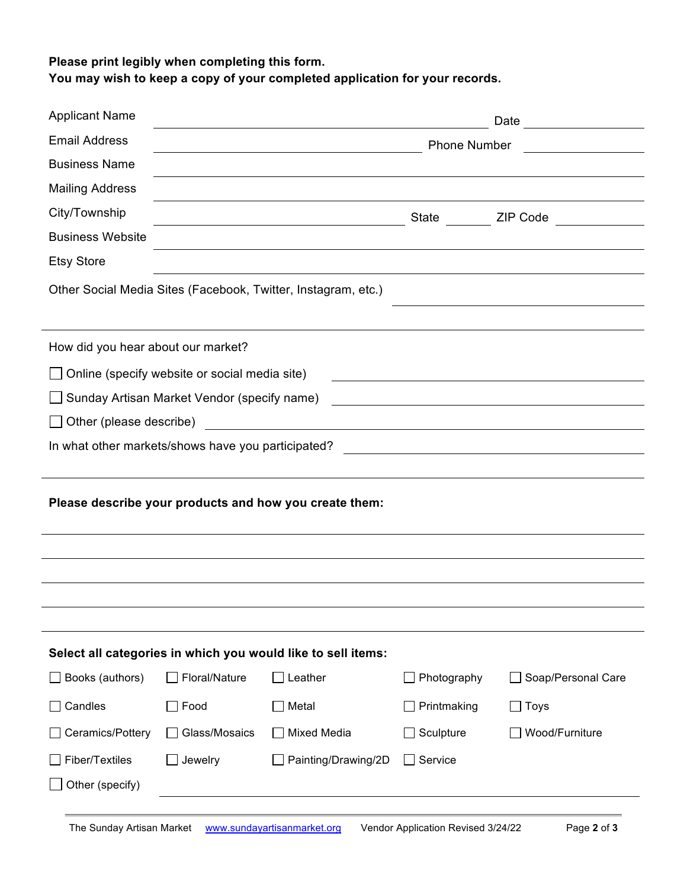**Please print legibly when completing this form.**
**You may wish to keep a copy of your completed application for your records.**

Applicant Name ______________________________ Date ____________

Email Address ______________________________ Phone Number ____________

Business Name ______________________________

Mailing Address ______________________________

City/Township ______________________________ State ______ ZIP Code ____________

Business Website ______________________________

Etsy Store ______________________________

Other Social Media Sites (Facebook, Twitter, Instagram, etc.) ______________________________

---

How did you hear about our market?

- ☐ Online (specify website or social media site) ______________________________
- ☐ Sunday Artisan Market Vendor (specify name) ______________________________
- ☐ Other (please describe) ______________________________

In what other markets/shows have you participated? ______________________________

---

**Please describe your products and how you create them:**

______________________________

______________________________

______________________________

______________________________

______________________________

**Select all categories in which you would like to sell items:**

| | | | | |
|---|---|---|---|---|
| ☐ Books (authors) | ☐ Floral/Nature | ☐ Leather | ☐ Photography | ☐ Soap/Personal Care |
| ☐ Candles | ☐ Food | ☐ Metal | ☐ Printmaking | ☐ Toys |
| ☐ Ceramics/Pottery | ☐ Glass/Mosaics | ☐ Mixed Media | ☐ Sculpture | ☐ Wood/Furniture |
| ☐ Fiber/Textiles | ☐ Jewelry | ☐ Painting/Drawing/2D | ☐ Service | |

☐ Other (specify) ______________________________

The Sunday Artisan Market [www.sundayartisanmarket.org](http://www.sundayartisanmarket.org) Vendor Application Revised 3/24/22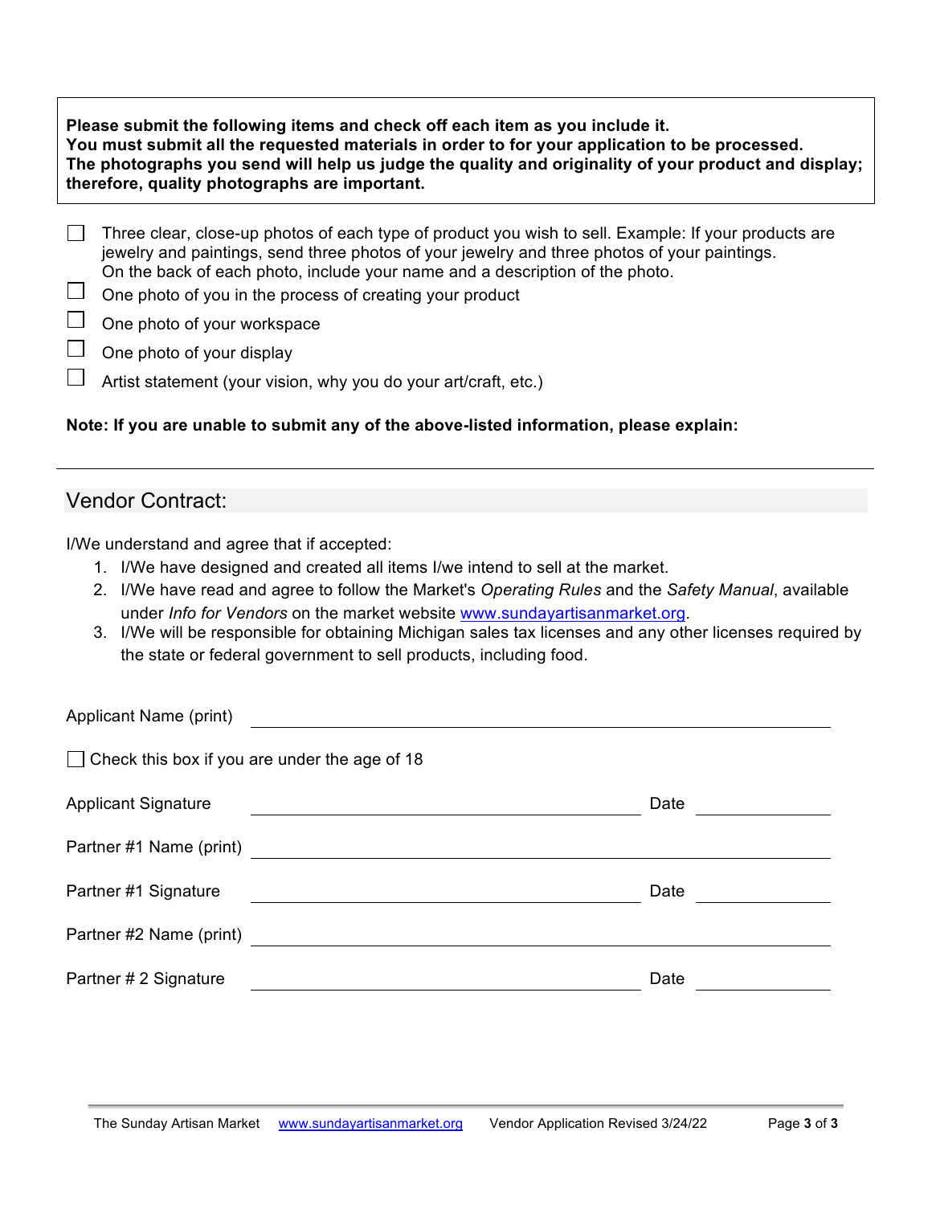**Please submit the following items and check off each item as you include it.**
**You must submit all the requested materials in order to for your application to be processed.**
**The photographs you send will help us judge the quality and originality of your product and display; therefore, quality photographs are important.**

- ☐ Three clear, close-up photos of each type of product you wish to sell. Example: If your products are jewelry and paintings, send three photos of your jewelry and three photos of your paintings. On the back of each photo, include your name and a description of the photo.
- ☐ One photo of you in the process of creating your product
- ☐ One photo of your workspace
- ☐ One photo of your display
- ☐ Artist statement (your vision, why you do your art/craft, etc.)

**Note: If you are unable to submit any of the above-listed information, please explain:**

---

## Vendor Contract:

I/We understand and agree that if accepted:

1. I/We have designed and created all items I/we intend to sell at the market.
2. I/We have read and agree to follow the Market's *Operating Rules* and the *Safety Manual*, available under *Info for Vendors* on the market website www.sundayartisanmarket.org.
3. I/We will be responsible for obtaining Michigan sales tax licenses and any other licenses required by the state or federal government to sell products, including food.

Applicant Name (print) ______________________________

☐ Check this box if you are under the age of 18

Applicant Signature ______________________________ Date ____________

Partner #1 Name (print) ______________________________

Partner #1 Signature ______________________________ Date ____________

Partner #2 Name (print) ______________________________

Partner # 2 Signature ______________________________ Date ____________